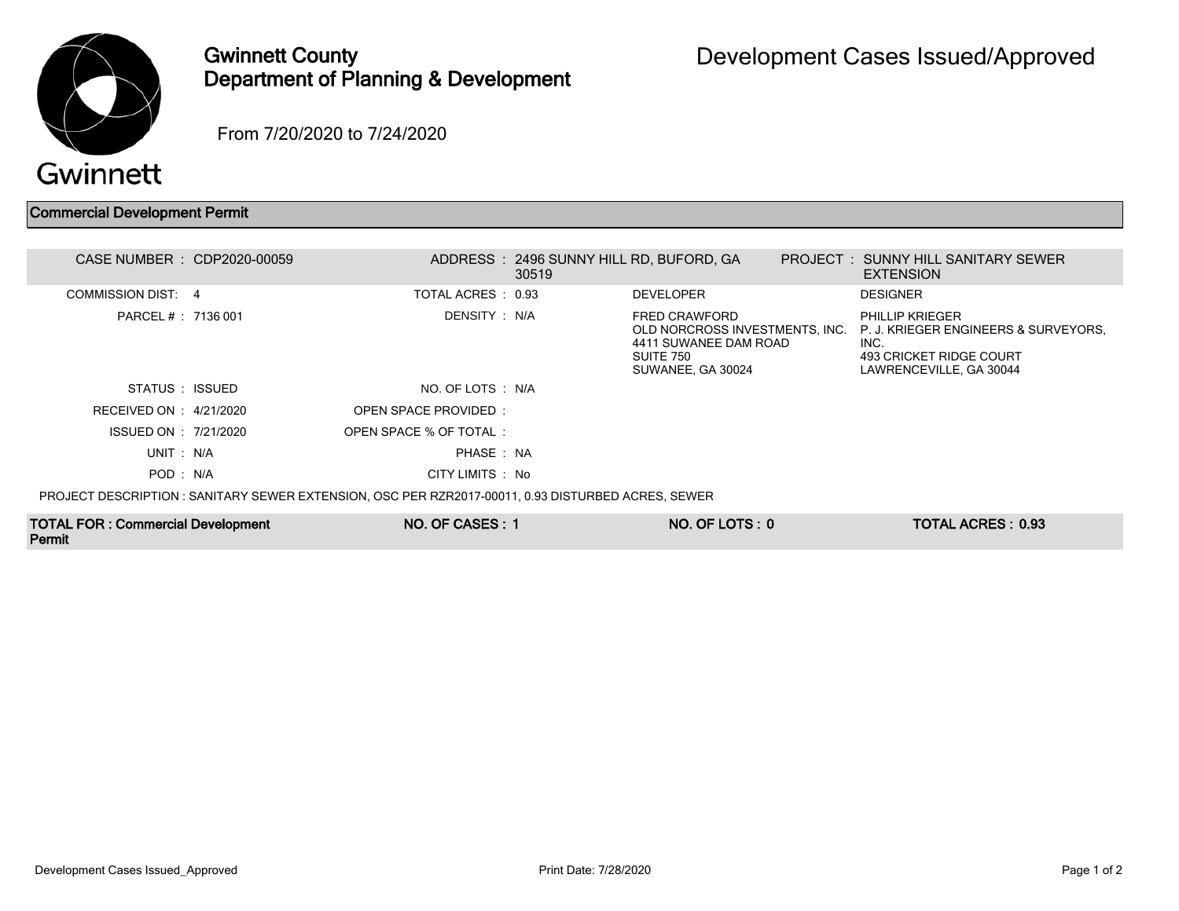# Gwinnett County Department of Planning & Development

## Development Cases Issued/Approved

From 7/20/2020 to 7/24/2020

### Commercial Development Permit

| | | | | | | |
|---|---|---|---|---|---|---|
| CASE NUMBER : | CDP2020-00059 | ADDRESS : | 2496 SUNNY HILL RD, BUFORD, GA 30519 | | PROJECT : | SUNNY HILL SANITARY SEWER EXTENSION |
| COMMISSION DIST: | 4 | TOTAL ACRES : | 0.93 | DEVELOPER | | DESIGNER |
| PARCEL # : | 7136 001 | DENSITY : | N/A | FRED CRAWFORD<br>OLD NORCROSS INVESTMENTS, INC.<br>4411 SUWANEE DAM ROAD<br>SUITE 750<br>SUWANEE, GA 30024 | | PHILLIP KRIEGER<br>P. J. KRIEGER ENGINEERS & SURVEYORS, INC.<br>493 CRICKET RIDGE COURT<br>LAWRENCEVILLE, GA 30044 |
| STATUS : | ISSUED | NO. OF LOTS : | N/A | | | |
| RECEIVED ON : | 4/21/2020 | OPEN SPACE PROVIDED : | | | | |
| ISSUED ON : | 7/21/2020 | OPEN SPACE % OF TOTAL : | | | | |
| UNIT : | N/A | PHASE : | NA | | | |
| POD : | N/A | CITY LIMITS : | No | | | |

PROJECT DESCRIPTION : SANITARY SEWER EXTENSION, OSC PER RZR2017-00011, 0.93 DISTURBED ACRES, SEWER

| TOTAL FOR : Commercial Development Permit | NO. OF CASES : 1 | NO. OF LOTS : 0 | TOTAL ACRES : 0.93 |
|---|---|---|---|

Development Cases Issued_Approved — Print Date: 7/28/2020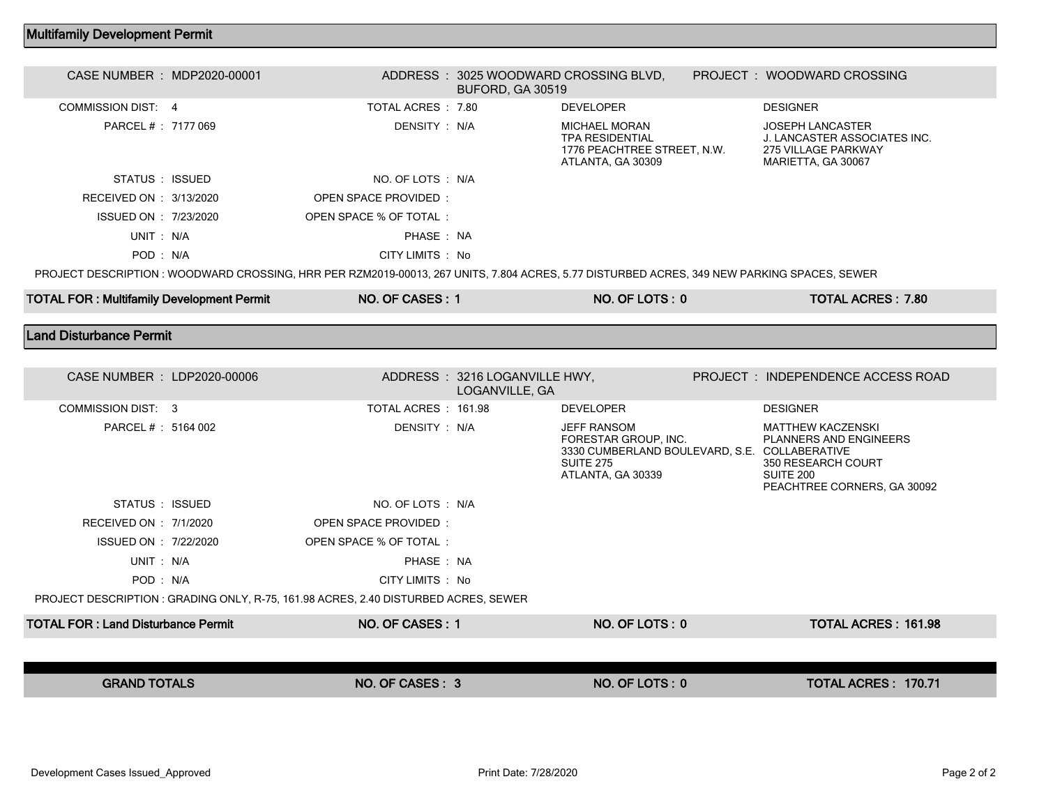## Multifamily Development Permit

| | | | | | |
|---|---|---|---|---|---|
| CASE NUMBER : | MDP2020-00001 | ADDRESS : | 3025 WOODWARD CROSSING BLVD, BUFORD, GA 30519 | PROJECT : | WOODWARD CROSSING |
| COMMISSION DIST: | 4 | TOTAL ACRES : | 7.80 | DEVELOPER | DESIGNER |
| PARCEL # : | 7177 069 | DENSITY : | N/A | MICHAEL MORAN<br>TPA RESIDENTIAL<br>1776 PEACHTREE STREET, N.W.<br>ATLANTA, GA 30309 | JOSEPH LANCASTER<br>J. LANCASTER ASSOCIATES INC.<br>275 VILLAGE PARKWAY<br>MARIETTA, GA 30067 |
| STATUS : | ISSUED | NO. OF LOTS : | N/A | | |
| RECEIVED ON : | 3/13/2020 | OPEN SPACE PROVIDED : | | | |
| ISSUED ON : | 7/23/2020 | OPEN SPACE % OF TOTAL : | | | |
| UNIT : | N/A | PHASE : | NA | | |
| POD : | N/A | CITY LIMITS : | No | | |

PROJECT DESCRIPTION : WOODWARD CROSSING, HRR PER RZM2019-00013, 267 UNITS, 7.804 ACRES, 5.77 DISTURBED ACRES, 349 NEW PARKING SPACES, SEWER

**TOTAL FOR : Multifamily Development Permit** | **NO. OF CASES : 1** | **NO. OF LOTS : 0** | **TOTAL ACRES : 7.80**

## Land Disturbance Permit

| | | | | | |
|---|---|---|---|---|---|
| CASE NUMBER : | LDP2020-00006 | ADDRESS : | 3216 LOGANVILLE HWY, LOGANVILLE, GA | PROJECT : | INDEPENDENCE ACCESS ROAD |
| COMMISSION DIST: | 3 | TOTAL ACRES : | 161.98 | DEVELOPER | DESIGNER |
| PARCEL # : | 5164 002 | DENSITY : | N/A | JEFF RANSOM<br>FORESTAR GROUP, INC.<br>3330 CUMBERLAND BOULEVARD, S.E.<br>SUITE 275<br>ATLANTA, GA 30339 | MATTHEW KACZENSKI<br>PLANNERS AND ENGINEERS COLLABERATIVE<br>350 RESEARCH COURT<br>SUITE 200<br>PEACHTREE CORNERS, GA 30092 |
| STATUS : | ISSUED | NO. OF LOTS : | N/A | | |
| RECEIVED ON : | 7/1/2020 | OPEN SPACE PROVIDED : | | | |
| ISSUED ON : | 7/22/2020 | OPEN SPACE % OF TOTAL : | | | |
| UNIT : | N/A | PHASE : | NA | | |
| POD : | N/A | CITY LIMITS : | No | | |

PROJECT DESCRIPTION : GRADING ONLY, R-75, 161.98 ACRES, 2.40 DISTURBED ACRES, SEWER

**TOTAL FOR : Land Disturbance Permit** | **NO. OF CASES : 1** | **NO. OF LOTS : 0** | **TOTAL ACRES : 161.98**

**GRAND TOTALS** | **NO. OF CASES : 3** | **NO. OF LOTS : 0** | **TOTAL ACRES : 170.71**

Development Cases Issued_Approved | Print Date: 7/28/2020